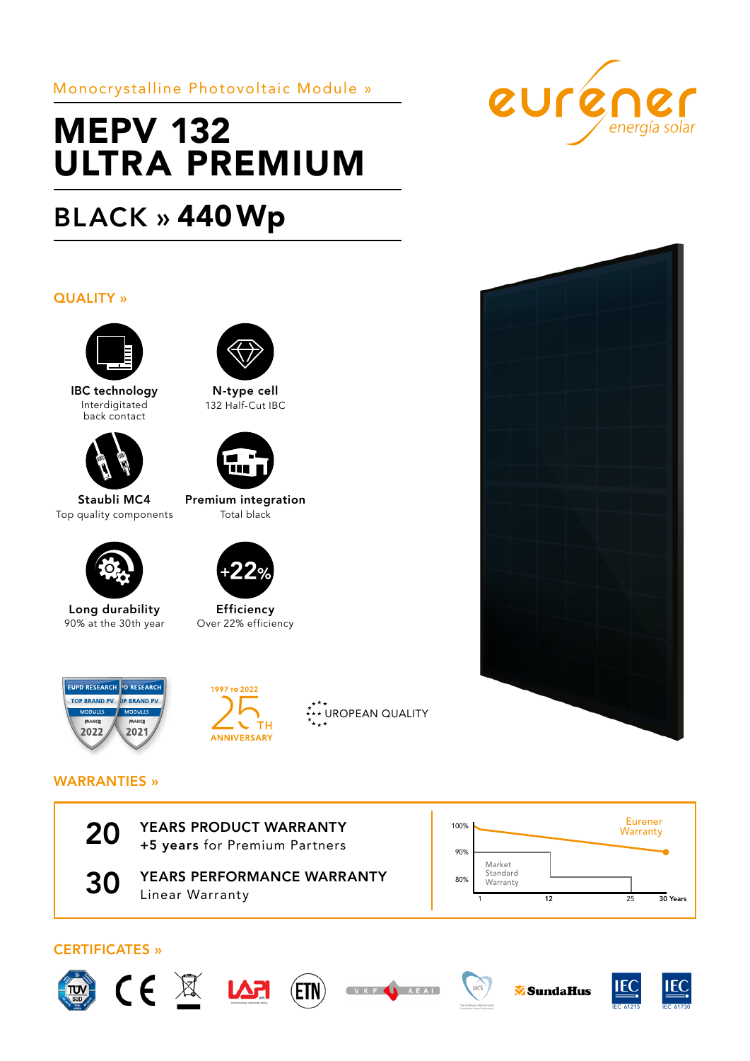Monocrystalline Photovoltaic Module »

# MEPV 132 ULTRA PREMIUM

## BLACK » 440 Wp

eurener energía solar

## QUALITY »

**IBC technology**
Interdigitated back contact

**N-type cell**
132 Half-Cut IBC

**Staubli MC4**
Top quality components

**Premium integration**
Total black

**Long durability**
90% at the 30th year

**Efficiency**
Over 22% efficiency

EUPD RESEARCH TOP BRAND PV MODULES FRANCE 2022 · EUPD RESEARCH TOP BRAND PV MODULES FRANCE 2021

1997 TO 2022 25TH ANNIVERSARY

EUROPEAN QUALITY

## WARRANTIES »

**20** YEARS PRODUCT WARRANTY
+5 years for Premium Partners

**30** YEARS PERFORMANCE WARRANTY
Linear Warranty

Chart: Eurener Warranty vs. Market Standard Warranty — 100%, 90%, 80%; 1, 12, 25, 30 Years

## CERTIFICATES »

TÜV SÜD · CE · WEEE · LAPI · ETN · VKF AEAI · MCS · SundaHus · IEC 61215 · IEC 61730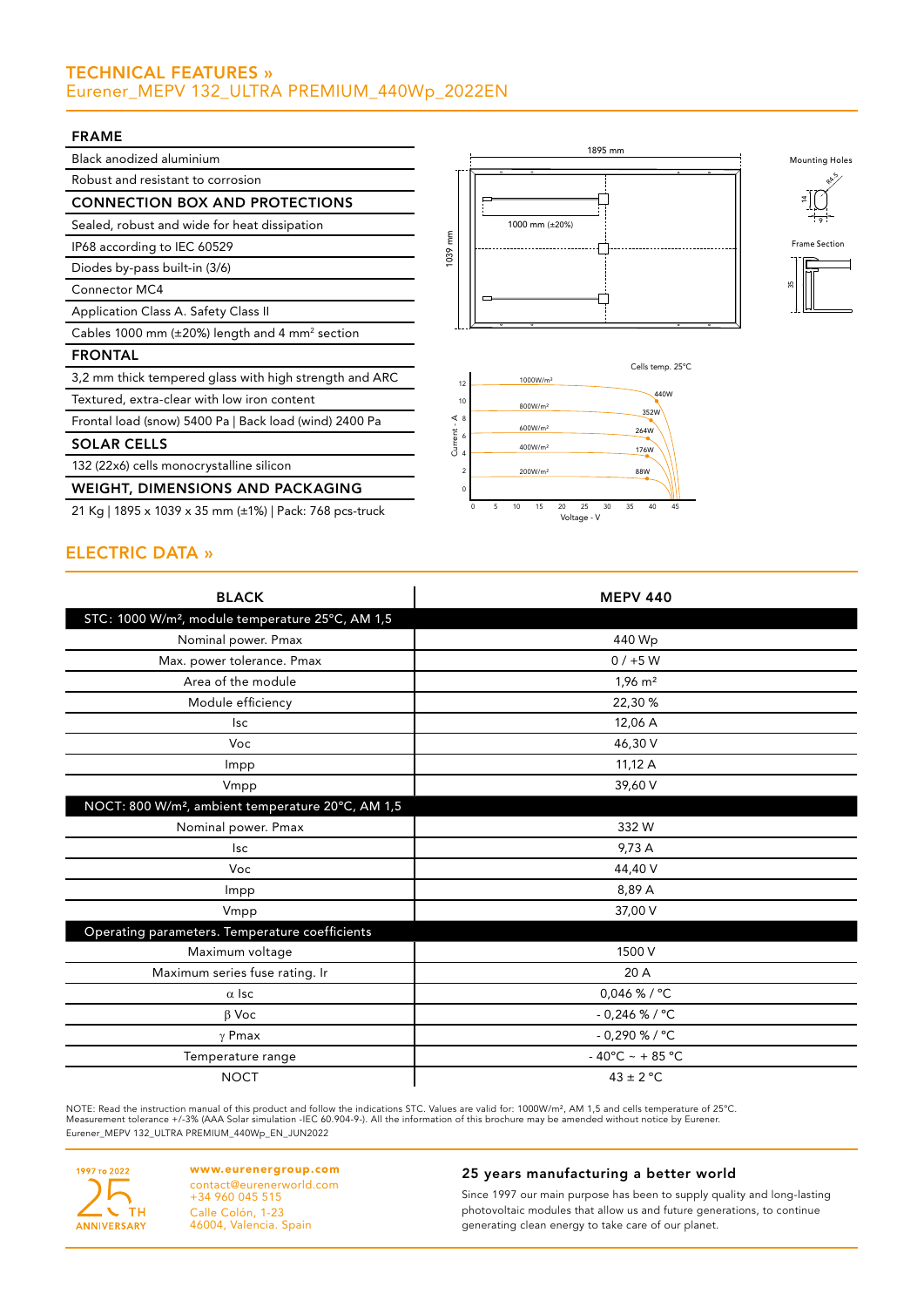## TECHNICAL FEATURES »
Eurener_MEPV 132_ULTRA PREMIUM_440Wp_2022EN

| FRAME |
|---|
| Black anodized aluminium |
| Robust and resistant to corrosion |
| **CONNECTION BOX AND PROTECTIONS** |
| Sealed, robust and wide for heat dissipation |
| IP68 according to IEC 60529 |
| Diodes by-pass built-in (3/6) |
| Connector MC4 |
| Application Class A. Safety Class II |
| Cables 1000 mm (±20%) length and 4 mm² section |
| **FRONTAL** |
| 3,2 mm thick tempered glass with high strength and ARC |
| Textured, extra-clear with low iron content |
| Frontal load (snow) 5400 Pa \| Back load (wind) 2400 Pa |
| **SOLAR CELLS** |
| 132 (22x6) cells monocrystalline silicon |
| **WEIGHT, DIMENSIONS AND PACKAGING** |
| 21 Kg \| 1895 x 1039 x 35 mm (±1%) \| Pack: 768 pcs-truck |

1895 mm
1039 mm
1000 mm (±20%)

Mounting Holes
14
9
R4.5

Frame Section
35

Cells temp. 25°C
1000W/m²
800W/m²
600W/m²
400W/m²
200W/m²
440W
352W
264W
176W
88W
Current - A
0 2 4 6 8 10 12
Voltage - V
0 5 10 15 20 25 30 35 40 45

## ELECTRIC DATA »

| BLACK | MEPV 440 |
|---|---|
| **STC: 1000 W/m², module temperature 25°C, AM 1,5** | |
| Nominal power. Pmax | 440 Wp |
| Max. power tolerance. Pmax | 0 / +5 W |
| Area of the module | 1,96 m² |
| Module efficiency | 22,30 % |
| Isc | 12,06 A |
| Voc | 46,30 V |
| Impp | 11,12 A |
| Vmpp | 39,60 V |
| **NOCT: 800 W/m², ambient temperature 20°C, AM 1,5** | |
| Nominal power. Pmax | 332 W |
| Isc | 9,73 A |
| Voc | 44,40 V |
| Impp | 8,89 A |
| Vmpp | 37,00 V |
| **Operating parameters. Temperature coefficients** | |
| Maximum voltage | 1500 V |
| Maximum series fuse rating. Ir | 20 A |
| α Isc | 0,046 % / °C |
| β Voc | - 0,246 % / °C |
| γ Pmax | - 0,290 % / °C |
| Temperature range | - 40°C ~ + 85 °C |
| NOCT | 43 ± 2 °C |

NOTE: Read the instruction manual of this product and follow the indications STC. Values are valid for: 1000W/m², AM 1,5 and cells temperature of 25°C. Measurement tolerance +/-3% (AAA Solar simulation -IEC 60.904-9-). All the information of this brochure may be amended without notice by Eurener.
Eurener_MEPV 132_ULTRA PREMIUM_440Wp_EN_JUN2022

1997 TO 2022
25TH ANNIVERSARY

**www.eurenergroup.com**
contact@eurenerworld.com
+34 960 045 515
Calle Colón, 1-23
46004, Valencia. Spain

### 25 years manufacturing a better world

Since 1997 our main purpose has been to supply quality and long-lasting photovoltaic modules that allow us and future generations, to continue generating clean energy to take care of our planet.